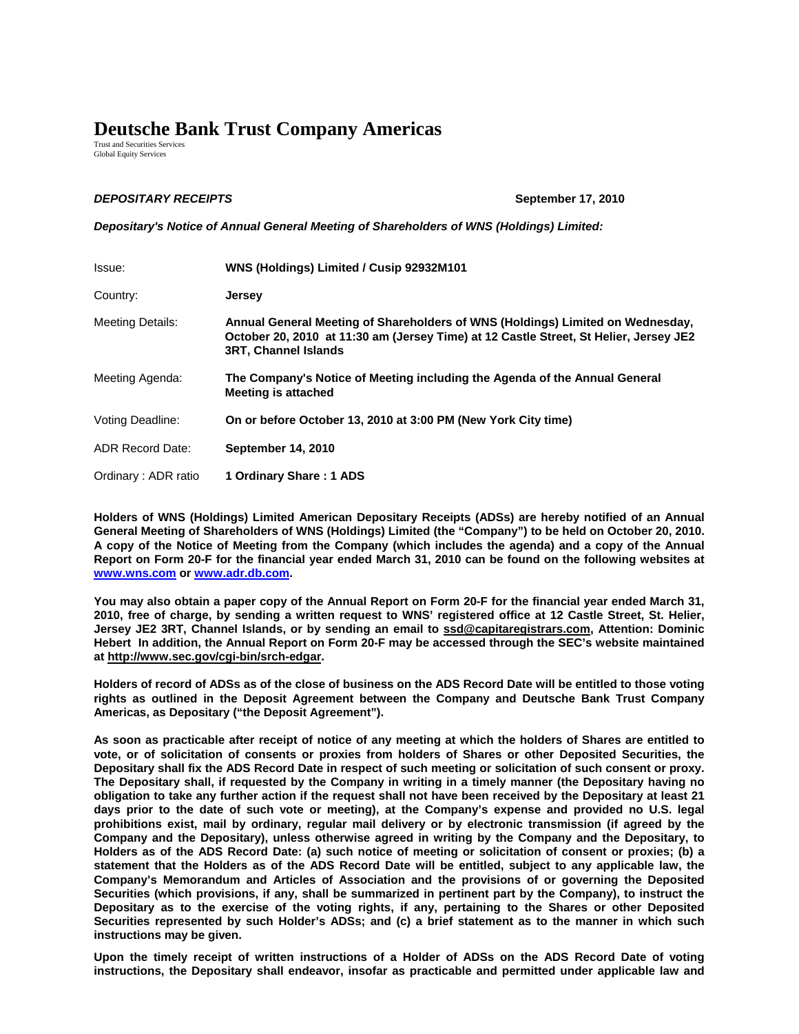# Deutsche Bank Trust Company Americas

Trust and Securities Services
Global Equity Services

***DEPOSITARY RECEIPTS*** **September 17, 2010**

***Depositary's Notice of Annual General Meeting of Shareholders of WNS (Holdings) Limited:***

| | |
|---|---|
| Issue: | **WNS (Holdings) Limited / Cusip 92932M101** |
| Country: | **Jersey** |
| Meeting Details: | **Annual General Meeting of Shareholders of WNS (Holdings) Limited on Wednesday, October 20, 2010 at 11:30 am (Jersey Time) at 12 Castle Street, St Helier, Jersey JE2 3RT, Channel Islands** |
| Meeting Agenda: | **The Company's Notice of Meeting including the Agenda of the Annual General Meeting is attached** |
| Voting Deadline: | **On or before October 13, 2010 at 3:00 PM (New York City time)** |
| ADR Record Date: | **September 14, 2010** |
| Ordinary : ADR ratio | **1 Ordinary Share : 1 ADS** |

**Holders of WNS (Holdings) Limited American Depositary Receipts (ADSs) are hereby notified of an Annual General Meeting of Shareholders of WNS (Holdings) Limited (the "Company") to be held on October 20, 2010. A copy of the Notice of Meeting from the Company (which includes the agenda) and a copy of the Annual Report on Form 20-F for the financial year ended March 31, 2010 can be found on the following websites at www.wns.com or www.adr.db.com.**

**You may also obtain a paper copy of the Annual Report on Form 20-F for the financial year ended March 31, 2010, free of charge, by sending a written request to WNS' registered office at 12 Castle Street, St. Helier, Jersey JE2 3RT, Channel Islands, or by sending an email to ssd@capitaregistrars.com, Attention: Dominic Hebert In addition, the Annual Report on Form 20-F may be accessed through the SEC's website maintained at http://www.sec.gov/cgi-bin/srch-edgar.**

**Holders of record of ADSs as of the close of business on the ADS Record Date will be entitled to those voting rights as outlined in the Deposit Agreement between the Company and Deutsche Bank Trust Company Americas, as Depositary ("the Deposit Agreement").**

**As soon as practicable after receipt of notice of any meeting at which the holders of Shares are entitled to vote, or of solicitation of consents or proxies from holders of Shares or other Deposited Securities, the Depositary shall fix the ADS Record Date in respect of such meeting or solicitation of such consent or proxy. The Depositary shall, if requested by the Company in writing in a timely manner (the Depositary having no obligation to take any further action if the request shall not have been received by the Depositary at least 21 days prior to the date of such vote or meeting), at the Company's expense and provided no U.S. legal prohibitions exist, mail by ordinary, regular mail delivery or by electronic transmission (if agreed by the Company and the Depositary), unless otherwise agreed in writing by the Company and the Depositary, to Holders as of the ADS Record Date: (a) such notice of meeting or solicitation of consent or proxies; (b) a statement that the Holders as of the ADS Record Date will be entitled, subject to any applicable law, the Company's Memorandum and Articles of Association and the provisions of or governing the Deposited Securities (which provisions, if any, shall be summarized in pertinent part by the Company), to instruct the Depositary as to the exercise of the voting rights, if any, pertaining to the Shares or other Deposited Securities represented by such Holder's ADSs; and (c) a brief statement as to the manner in which such instructions may be given.**

**Upon the timely receipt of written instructions of a Holder of ADSs on the ADS Record Date of voting instructions, the Depositary shall endeavor, insofar as practicable and permitted under applicable law and**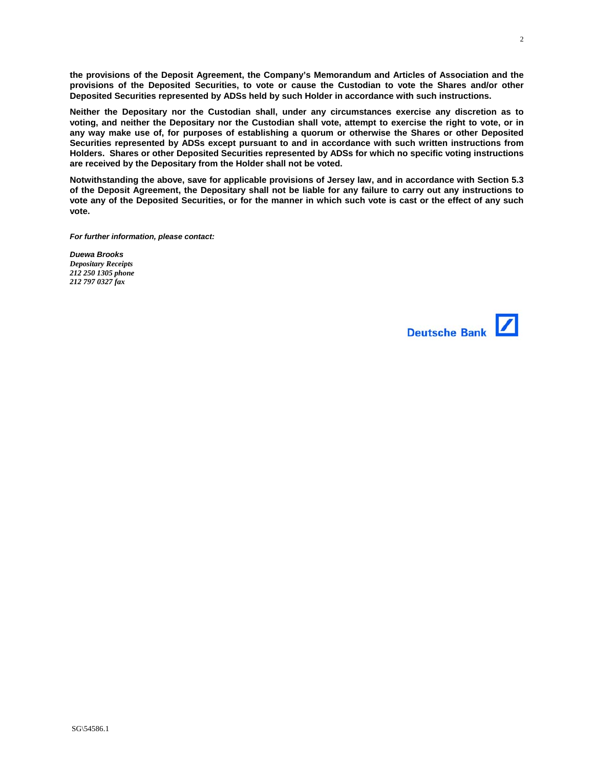**the provisions of the Deposit Agreement, the Company's Memorandum and Articles of Association and the provisions of the Deposited Securities, to vote or cause the Custodian to vote the Shares and/or other Deposited Securities represented by ADSs held by such Holder in accordance with such instructions.**

**Neither the Depositary nor the Custodian shall, under any circumstances exercise any discretion as to voting, and neither the Depositary nor the Custodian shall vote, attempt to exercise the right to vote, or in any way make use of, for purposes of establishing a quorum or otherwise the Shares or other Deposited Securities represented by ADSs except pursuant to and in accordance with such written instructions from Holders. Shares or other Deposited Securities represented by ADSs for which no specific voting instructions are received by the Depositary from the Holder shall not be voted.**

**Notwithstanding the above, save for applicable provisions of Jersey law, and in accordance with Section 5.3 of the Deposit Agreement, the Depositary shall not be liable for any failure to carry out any instructions to vote any of the Deposited Securities, or for the manner in which such vote is cast or the effect of any such vote.**

***For further information, please contact:***

***Duewa Brooks***
***Depositary Receipts***
***212 250 1305 phone***
***212 797 0327 fax***

Deutsche Bank

SG\54586.1